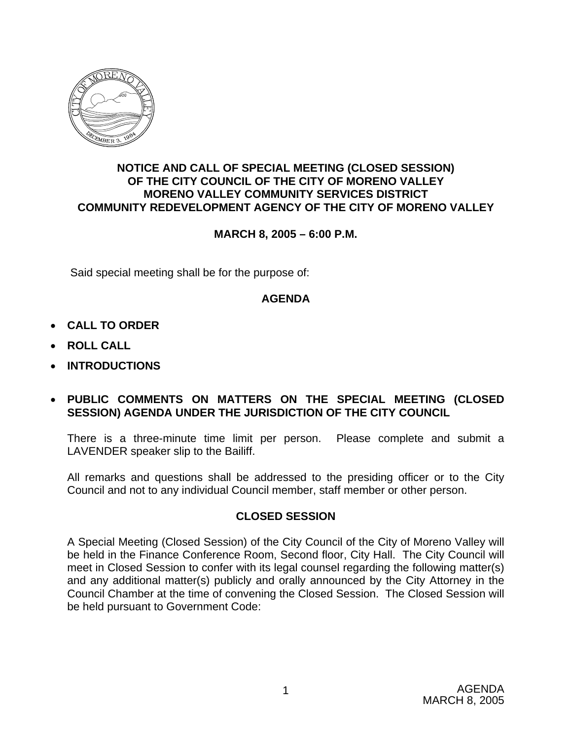# NOTICE AND CALL OF SPECIAL MEETING (CLOSED SESSION) OF THE CITY COUNCIL OF THE CITY OF MORENO VALLEY MORENO VALLEY COMMUNITY SERVICES DISTRICT COMMUNITY REDEVELOPMENT AGENCY OF THE CITY OF MORENO VALLEY

**MARCH 8, 2005 – 6:00 P.M.**

Said special meeting shall be for the purpose of:

## AGENDA

- **CALL TO ORDER**
- **ROLL CALL**
- **INTRODUCTIONS**
- **PUBLIC COMMENTS ON MATTERS ON THE SPECIAL MEETING (CLOSED SESSION) AGENDA UNDER THE JURISDICTION OF THE CITY COUNCIL**

  There is a three-minute time limit per person. Please complete and submit a LAVENDER speaker slip to the Bailiff.

  All remarks and questions shall be addressed to the presiding officer or to the City Council and not to any individual Council member, staff member or other person.

## CLOSED SESSION

A Special Meeting (Closed Session) of the City Council of the City of Moreno Valley will be held in the Finance Conference Room, Second floor, City Hall. The City Council will meet in Closed Session to confer with its legal counsel regarding the following matter(s) and any additional matter(s) publicly and orally announced by the City Attorney in the Council Chamber at the time of convening the Closed Session. The Closed Session will be held pursuant to Government Code: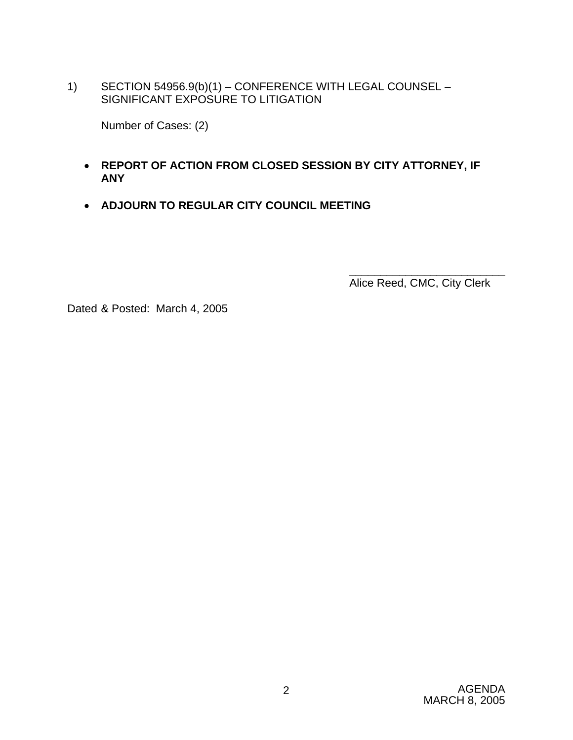1) SECTION 54956.9(b)(1) – CONFERENCE WITH LEGAL COUNSEL – SIGNIFICANT EXPOSURE TO LITIGATION

Number of Cases: (2)

- **REPORT OF ACTION FROM CLOSED SESSION BY CITY ATTORNEY, IF ANY**

- **ADJOURN TO REGULAR CITY COUNCIL MEETING**

_________________________
Alice Reed, CMC, City Clerk

Dated & Posted: March 4, 2005